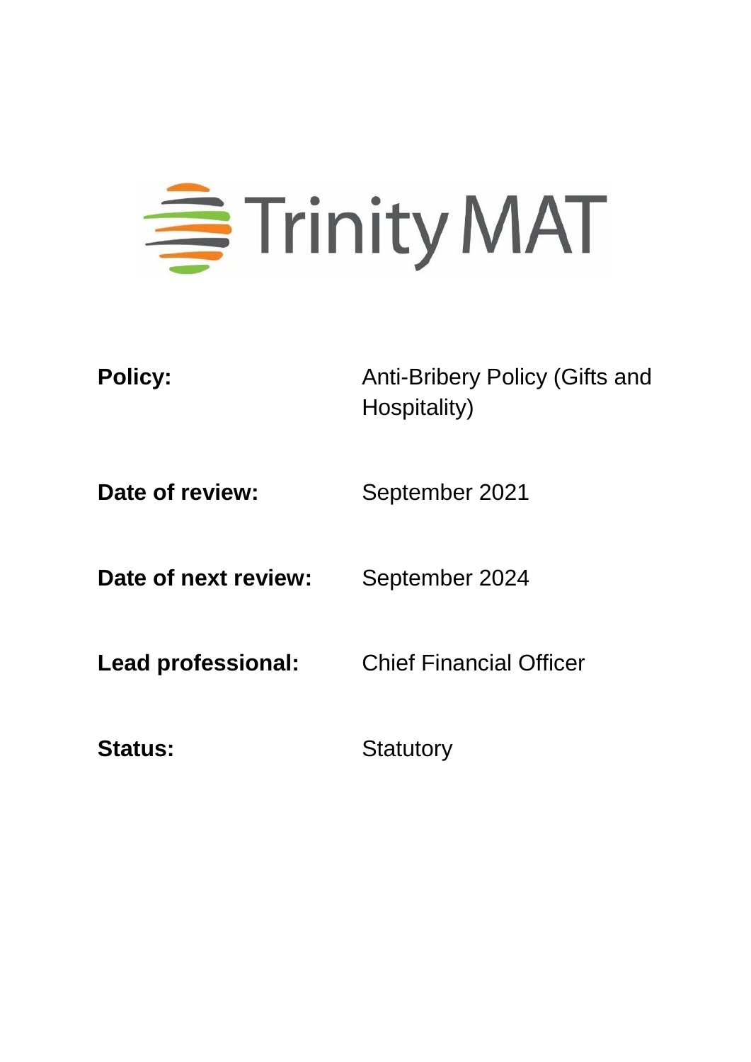Trinity MAT

| | |
|---|---|
| **Policy:** | Anti-Bribery Policy (Gifts and Hospitality) |
| **Date of review:** | September 2021 |
| **Date of next review:** | September 2024 |
| **Lead professional:** | Chief Financial Officer |
| **Status:** | Statutory |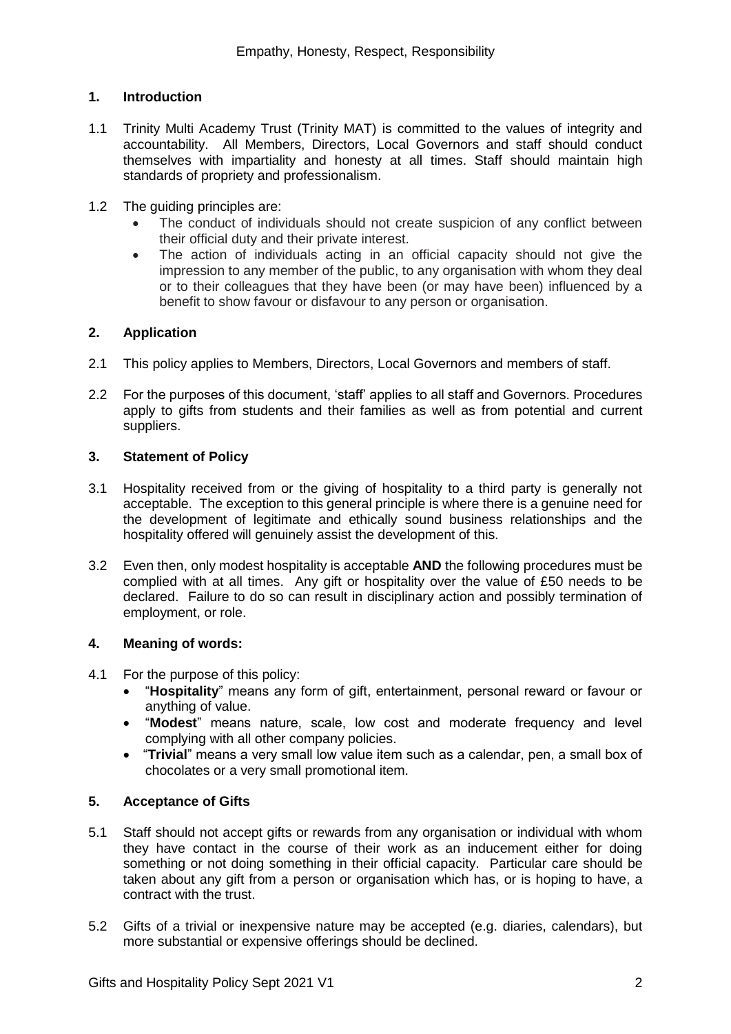## 1. Introduction

1.1 Trinity Multi Academy Trust (Trinity MAT) is committed to the values of integrity and accountability. All Members, Directors, Local Governors and staff should conduct themselves with impartiality and honesty at all times. Staff should maintain high standards of propriety and professionalism.

1.2 The guiding principles are:

- The conduct of individuals should not create suspicion of any conflict between their official duty and their private interest.
- The action of individuals acting in an official capacity should not give the impression to any member of the public, to any organisation with whom they deal or to their colleagues that they have been (or may have been) influenced by a benefit to show favour or disfavour to any person or organisation.

## 2. Application

2.1 This policy applies to Members, Directors, Local Governors and members of staff.

2.2 For the purposes of this document, 'staff' applies to all staff and Governors. Procedures apply to gifts from students and their families as well as from potential and current suppliers.

## 3. Statement of Policy

3.1 Hospitality received from or the giving of hospitality to a third party is generally not acceptable. The exception to this general principle is where there is a genuine need for the development of legitimate and ethically sound business relationships and the hospitality offered will genuinely assist the development of this.

3.2 Even then, only modest hospitality is acceptable **AND** the following procedures must be complied with at all times. Any gift or hospitality over the value of £50 needs to be declared. Failure to do so can result in disciplinary action and possibly termination of employment, or role.

## 4. Meaning of words:

4.1 For the purpose of this policy:

- "**Hospitality**" means any form of gift, entertainment, personal reward or favour or anything of value.
- "**Modest**" means nature, scale, low cost and moderate frequency and level complying with all other company policies.
- "**Trivial**" means a very small low value item such as a calendar, pen, a small box of chocolates or a very small promotional item.

## 5. Acceptance of Gifts

5.1 Staff should not accept gifts or rewards from any organisation or individual with whom they have contact in the course of their work as an inducement either for doing something or not doing something in their official capacity. Particular care should be taken about any gift from a person or organisation which has, or is hoping to have, a contract with the trust.

5.2 Gifts of a trivial or inexpensive nature may be accepted (e.g. diaries, calendars), but more substantial or expensive offerings should be declined.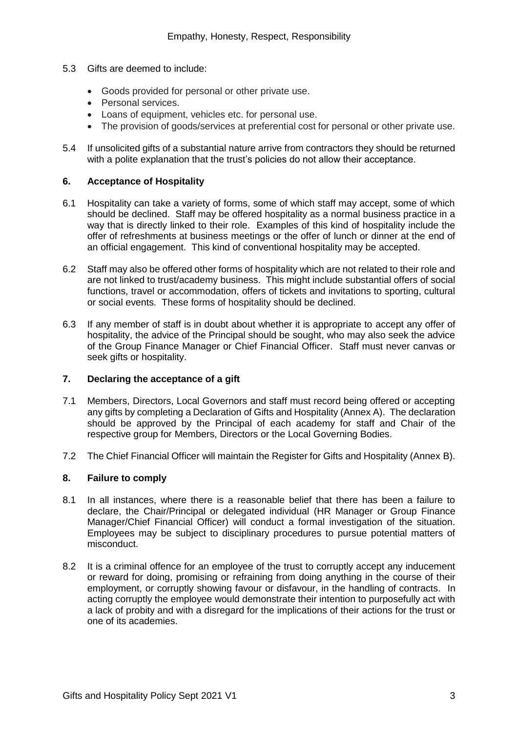5.3 Gifts are deemed to include:

- Goods provided for personal or other private use.
- Personal services.
- Loans of equipment, vehicles etc. for personal use.
- The provision of goods/services at preferential cost for personal or other private use.

5.4 If unsolicited gifts of a substantial nature arrive from contractors they should be returned with a polite explanation that the trust's policies do not allow their acceptance.

## 6. Acceptance of Hospitality

6.1 Hospitality can take a variety of forms, some of which staff may accept, some of which should be declined. Staff may be offered hospitality as a normal business practice in a way that is directly linked to their role. Examples of this kind of hospitality include the offer of refreshments at business meetings or the offer of lunch or dinner at the end of an official engagement. This kind of conventional hospitality may be accepted.

6.2 Staff may also be offered other forms of hospitality which are not related to their role and are not linked to trust/academy business. This might include substantial offers of social functions, travel or accommodation, offers of tickets and invitations to sporting, cultural or social events. These forms of hospitality should be declined.

6.3 If any member of staff is in doubt about whether it is appropriate to accept any offer of hospitality, the advice of the Principal should be sought, who may also seek the advice of the Group Finance Manager or Chief Financial Officer. Staff must never canvas or seek gifts or hospitality.

## 7. Declaring the acceptance of a gift

7.1 Members, Directors, Local Governors and staff must record being offered or accepting any gifts by completing a Declaration of Gifts and Hospitality (Annex A). The declaration should be approved by the Principal of each academy for staff and Chair of the respective group for Members, Directors or the Local Governing Bodies.

7.2 The Chief Financial Officer will maintain the Register for Gifts and Hospitality (Annex B).

## 8. Failure to comply

8.1 In all instances, where there is a reasonable belief that there has been a failure to declare, the Chair/Principal or delegated individual (HR Manager or Group Finance Manager/Chief Financial Officer) will conduct a formal investigation of the situation. Employees may be subject to disciplinary procedures to pursue potential matters of misconduct.

8.2 It is a criminal offence for an employee of the trust to corruptly accept any inducement or reward for doing, promising or refraining from doing anything in the course of their employment, or corruptly showing favour or disfavour, in the handling of contracts. In acting corruptly the employee would demonstrate their intention to purposefully act with a lack of probity and with a disregard for the implications of their actions for the trust or one of its academies.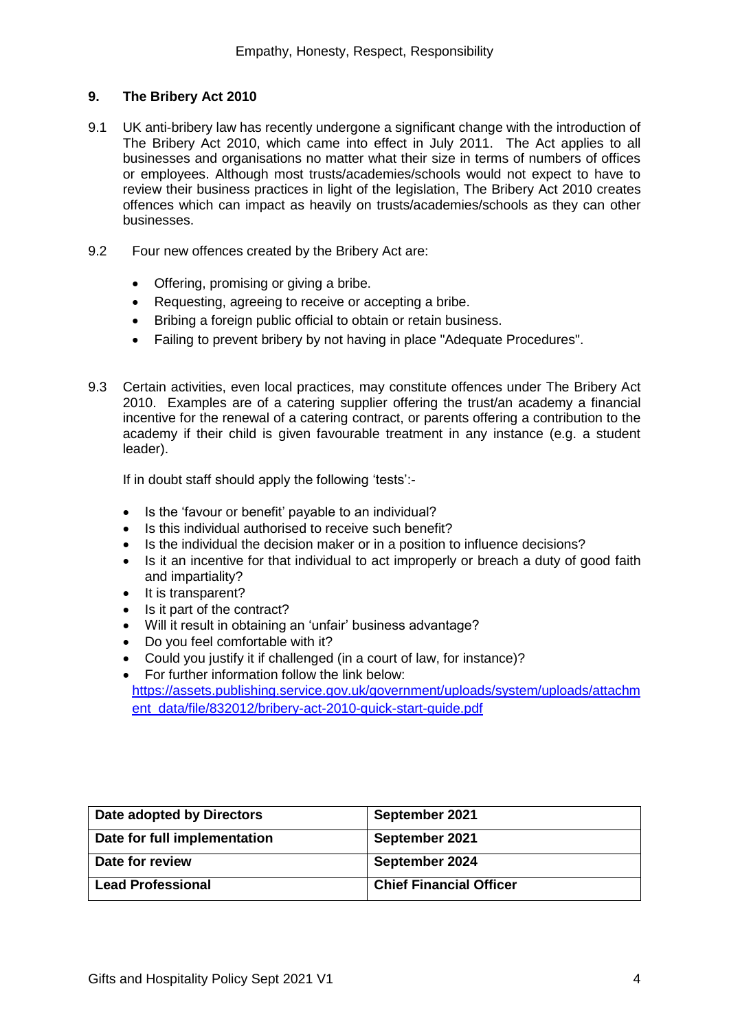## 9. The Bribery Act 2010

9.1 UK anti-bribery law has recently undergone a significant change with the introduction of The Bribery Act 2010, which came into effect in July 2011. The Act applies to all businesses and organisations no matter what their size in terms of numbers of offices or employees. Although most trusts/academies/schools would not expect to have to review their business practices in light of the legislation, The Bribery Act 2010 creates offences which can impact as heavily on trusts/academies/schools as they can other businesses.

9.2 Four new offences created by the Bribery Act are:

- Offering, promising or giving a bribe.
- Requesting, agreeing to receive or accepting a bribe.
- Bribing a foreign public official to obtain or retain business.
- Failing to prevent bribery by not having in place "Adequate Procedures".

9.3 Certain activities, even local practices, may constitute offences under The Bribery Act 2010. Examples are of a catering supplier offering the trust/an academy a financial incentive for the renewal of a catering contract, or parents offering a contribution to the academy if their child is given favourable treatment in any instance (e.g. a student leader).

If in doubt staff should apply the following 'tests':-

- Is the 'favour or benefit' payable to an individual?
- Is this individual authorised to receive such benefit?
- Is the individual the decision maker or in a position to influence decisions?
- Is it an incentive for that individual to act improperly or breach a duty of good faith and impartiality?
- It is transparent?
- Is it part of the contract?
- Will it result in obtaining an 'unfair' business advantage?
- Do you feel comfortable with it?
- Could you justify it if challenged (in a court of law, for instance)?
- For further information follow the link below:
  https://assets.publishing.service.gov.uk/government/uploads/system/uploads/attachment_data/file/832012/bribery-act-2010-quick-start-guide.pdf

| **Date adopted by Directors** | **September 2021** |
|---|---|
| **Date for full implementation** | **September 2021** |
| **Date for review** | **September 2024** |
| **Lead Professional** | **Chief Financial Officer** |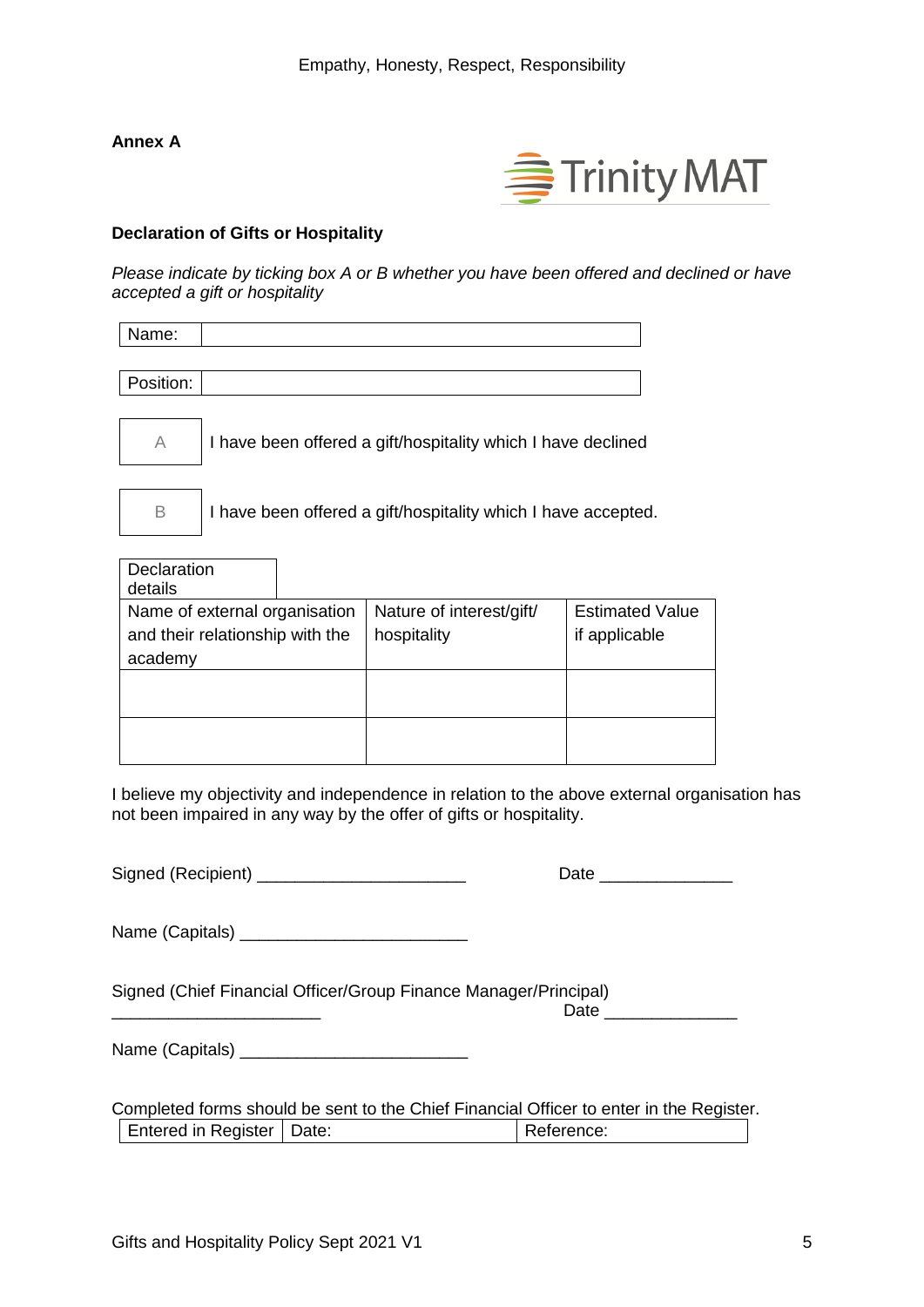**Annex A**

**Declaration of Gifts or Hospitality**

*Please indicate by ticking box A or B whether you have been offered and declined or have accepted a gift or hospitality*

| Name: | |
|---|---|

| Position: | |
|---|---|

| A | I have been offered a gift/hospitality which I have declined |
|---|---|

| B | I have been offered a gift/hospitality which I have accepted. |
|---|---|

| Declaration details | | |
|---|---|---|
| Name of external organisation and their relationship with the academy | Nature of interest/gift/ hospitality | Estimated Value if applicable |
| | | |
| | | |

I believe my objectivity and independence in relation to the above external organisation has not been impaired in any way by the offer of gifts or hospitality.

Signed (Recipient) ______________________ Date ______________

Name (Capitals) ________________________

Signed (Chief Financial Officer/Group Finance Manager/Principal) ______________________ Date ______________

Name (Capitals) ________________________

Completed forms should be sent to the Chief Financial Officer to enter in the Register.

| Entered in Register | Date: | Reference: |
|---|---|---|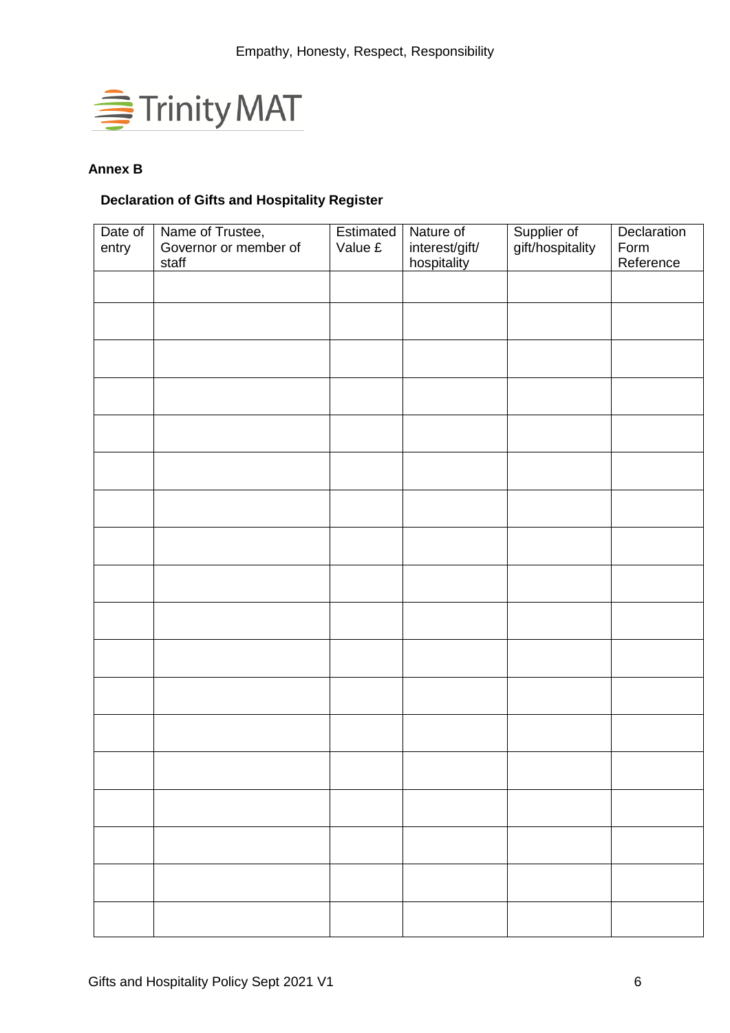Empathy, Honesty, Respect, Responsibility

Trinity MAT

**Annex B**

**Declaration of Gifts and Hospitality Register**

| Date of entry | Name of Trustee, Governor or member of staff | Estimated Value £ | Nature of interest/gift/ hospitality | Supplier of gift/hospitality | Declaration Form Reference |
|---|---|---|---|---|---|
| | | | | | |
| | | | | | |
| | | | | | |
| | | | | | |
| | | | | | |
| | | | | | |
| | | | | | |
| | | | | | |
| | | | | | |
| | | | | | |
| | | | | | |
| | | | | | |
| | | | | | |
| | | | | | |
| | | | | | |
| | | | | | |
| | | | | | |
| | | | | | |

Gifts and Hospitality Policy Sept 2021 V1